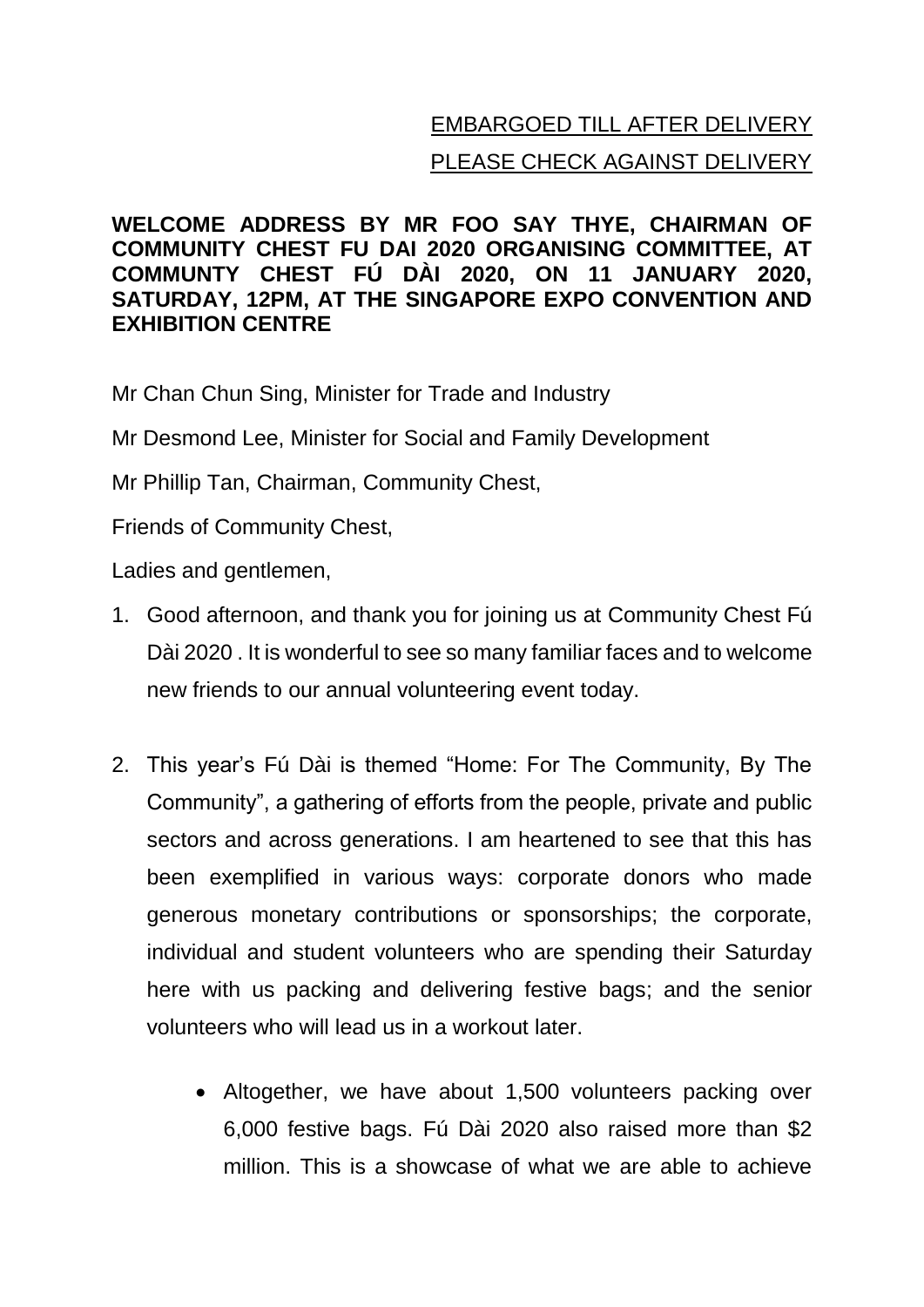EMBARGOED TILL AFTER DELIVERY

PLEASE CHECK AGAINST DELIVERY

**WELCOME ADDRESS BY MR FOO SAY THYE, CHAIRMAN OF COMMUNITY CHEST FU DAI 2020 ORGANISING COMMITTEE, AT COMMUNTY CHEST FÚ DÀI 2020, ON 11 JANUARY 2020, SATURDAY, 12PM, AT THE SINGAPORE EXPO CONVENTION AND EXHIBITION CENTRE**

Mr Chan Chun Sing, Minister for Trade and Industry

Mr Desmond Lee, Minister for Social and Family Development

Mr Phillip Tan, Chairman, Community Chest,

Friends of Community Chest,

Ladies and gentlemen,

1. Good afternoon, and thank you for joining us at Community Chest Fú Dài 2020 . It is wonderful to see so many familiar faces and to welcome new friends to our annual volunteering event today.

2. This year's Fú Dài is themed "Home: For The Community, By The Community", a gathering of efforts from the people, private and public sectors and across generations. I am heartened to see that this has been exemplified in various ways: corporate donors who made generous monetary contributions or sponsorships; the corporate, individual and student volunteers who are spending their Saturday here with us packing and delivering festive bags; and the senior volunteers who will lead us in a workout later.

    - Altogether, we have about 1,500 volunteers packing over 6,000 festive bags. Fú Dài 2020 also raised more than $2 million. This is a showcase of what we are able to achieve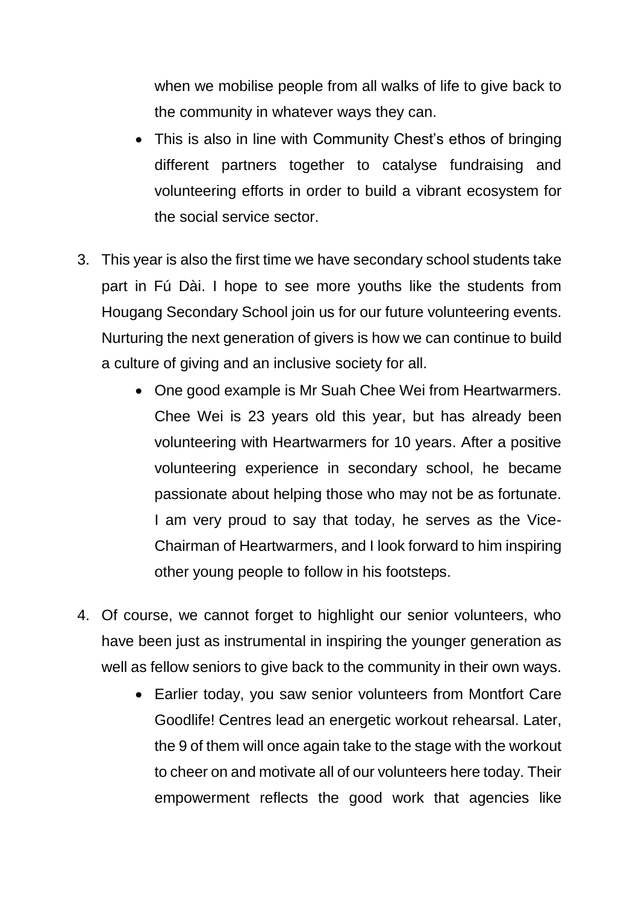when we mobilise people from all walks of life to give back to the community in whatever ways they can.

- This is also in line with Community Chest's ethos of bringing different partners together to catalyse fundraising and volunteering efforts in order to build a vibrant ecosystem for the social service sector.

3. This year is also the first time we have secondary school students take part in Fú Dài. I hope to see more youths like the students from Hougang Secondary School join us for our future volunteering events. Nurturing the next generation of givers is how we can continue to build a culture of giving and an inclusive society for all.

    - One good example is Mr Suah Chee Wei from Heartwarmers. Chee Wei is 23 years old this year, but has already been volunteering with Heartwarmers for 10 years. After a positive volunteering experience in secondary school, he became passionate about helping those who may not be as fortunate. I am very proud to say that today, he serves as the Vice-Chairman of Heartwarmers, and I look forward to him inspiring other young people to follow in his footsteps.

4. Of course, we cannot forget to highlight our senior volunteers, who have been just as instrumental in inspiring the younger generation as well as fellow seniors to give back to the community in their own ways.

    - Earlier today, you saw senior volunteers from Montfort Care Goodlife! Centres lead an energetic workout rehearsal. Later, the 9 of them will once again take to the stage with the workout to cheer on and motivate all of our volunteers here today. Their empowerment reflects the good work that agencies like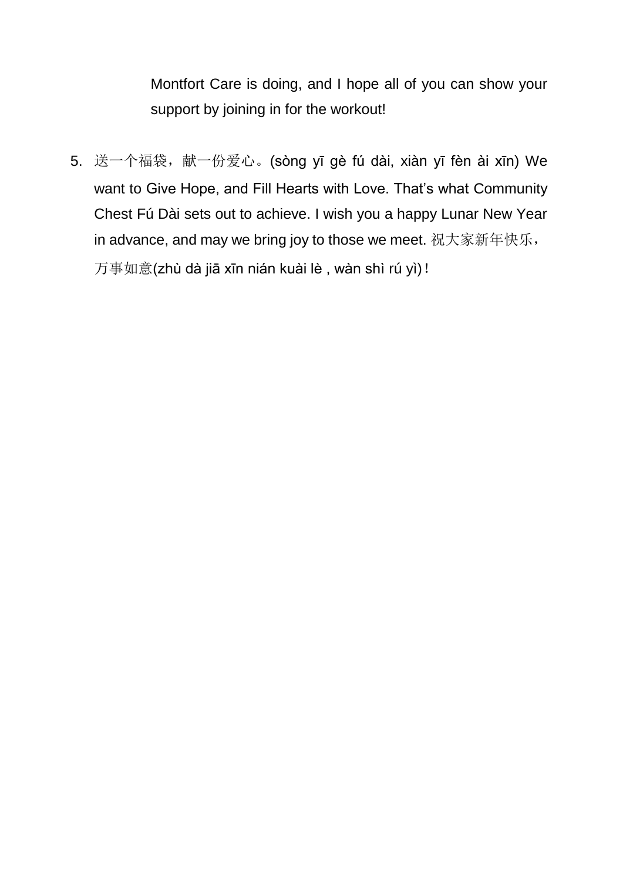Montfort Care is doing, and I hope all of you can show your support by joining in for the workout!

5. 送一个福袋，献一份爱心。(sòng yī gè fú dài, xiàn yī fèn ài xīn) We want to Give Hope, and Fill Hearts with Love. That’s what Community Chest Fú Dài sets out to achieve. I wish you a happy Lunar New Year in advance, and may we bring joy to those we meet. 祝大家新年快乐，万事如意(zhù dà jiā xīn nián kuài lè , wàn shì rú yì)！